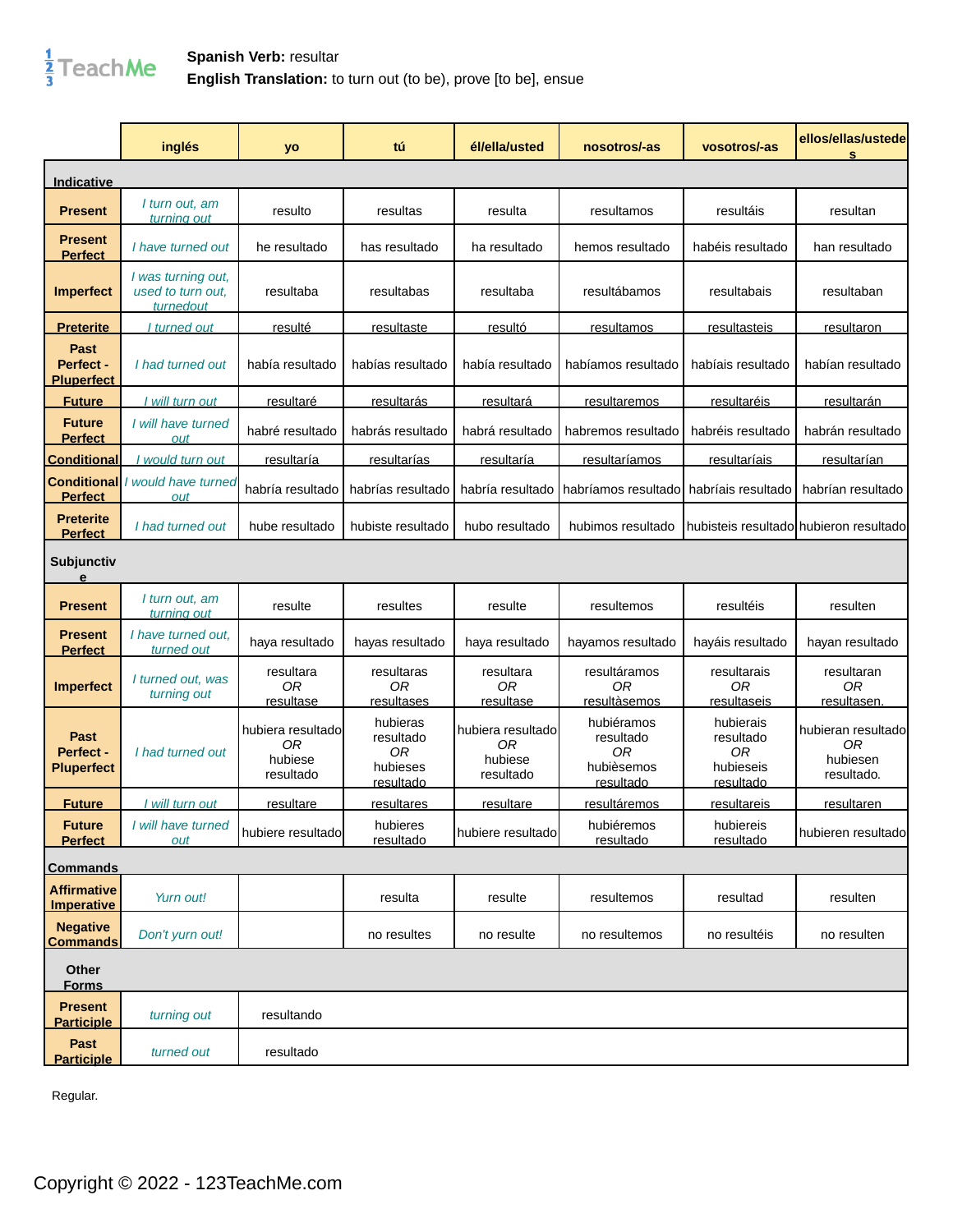**Spanish Verb:** resultar
**English Translation:** to turn out (to be), prove [to be], ensue

| | inglés | yo | tú | él/ella/usted | nosotros/-as | vosotros/-as | ellos/ellas/ustedes |
|---|---|---|---|---|---|---|---|
| **Indicative** | | | | | | | |
| **Present** | *I turn out, am turning out* | resulto | resultas | resulta | resultamos | resultáis | resultan |
| **Present Perfect** | *I have turned out* | he resultado | has resultado | ha resultado | hemos resultado | habéis resultado | han resultado |
| **Imperfect** | *I was turning out, used to turn out, turnedout* | resultaba | resultabas | resultaba | resultábamos | resultabais | resultaban |
| **Preterite** | *I turned out* | resulté | resultaste | resultó | resultamos | resultasteis | resultaron |
| **Past Perfect - Pluperfect** | *I had turned out* | había resultado | habías resultado | había resultado | habíamos resultado | habíais resultado | habían resultado |
| **Future** | *I will turn out* | resultaré | resultarás | resultará | resultaremos | resultaréis | resultarán |
| **Future Perfect** | *I will have turned out* | habré resultado | habrás resultado | habrá resultado | habremos resultado | habréis resultado | habrán resultado |
| **Conditional** | *I would turn out* | resultaría | resultarías | resultaría | resultaríamos | resultaríais | resultarían |
| **Conditional Perfect** | *I would have turned out* | habría resultado | habrías resultado | habría resultado | habríamos resultado | habríais resultado | habrían resultado |
| **Preterite Perfect** | *I had turned out* | hube resultado | hubiste resultado | hubo resultado | hubimos resultado | hubisteis resultado | hubieron resultado |
| **Subjunctive** | | | | | | | |
| **Present** | *I turn out, am turning out* | resulte | resultes | resulte | resultemos | resultéis | resulten |
| **Present Perfect** | *I have turned out, turned out* | haya resultado | hayas resultado | haya resultado | hayamos resultado | hayáis resultado | hayan resultado |
| **Imperfect** | *I turned out, was turning out* | resultara *OR* resultase | resultaras *OR* resultases | resultara *OR* resultase | resultáramos *OR* resultàsemos | resultarais *OR* resultaseis | resultaran *OR* resultasen. |
| **Past Perfect - Pluperfect** | *I had turned out* | hubiera resultado *OR* hubiese resultado | hubieras resultado *OR* hubieses resultado | hubiera resultado *OR* hubiese resultado | hubiéramos resultado *OR* hubièsemos resultado | hubierais resultado *OR* hubieseis resultado | hubieran resultado *OR* hubiesen resultado. |
| **Future** | *I will turn out* | resultare | resultares | resultare | resultáremos | resultareis | resultaren |
| **Future Perfect** | *I will have turned out* | hubiere resultado | hubieres resultado | hubiere resultado | hubiéremos resultado | hubiereis resultado | hubieren resultado |
| **Commands** | | | | | | | |
| **Affirmative Imperative** | *Yurn out!* | | resulta | resulte | resultemos | resultad | resulten |
| **Negative Commands** | *Don't yurn out!* | | no resultes | no resulte | no resultemos | no resultéis | no resulten |
| **Other Forms** | | | | | | | |
| **Present Participle** | *turning out* | resultando | | | | | |
| **Past Participle** | *turned out* | resultado | | | | | |

Regular.

Copyright © 2022 - 123TeachMe.com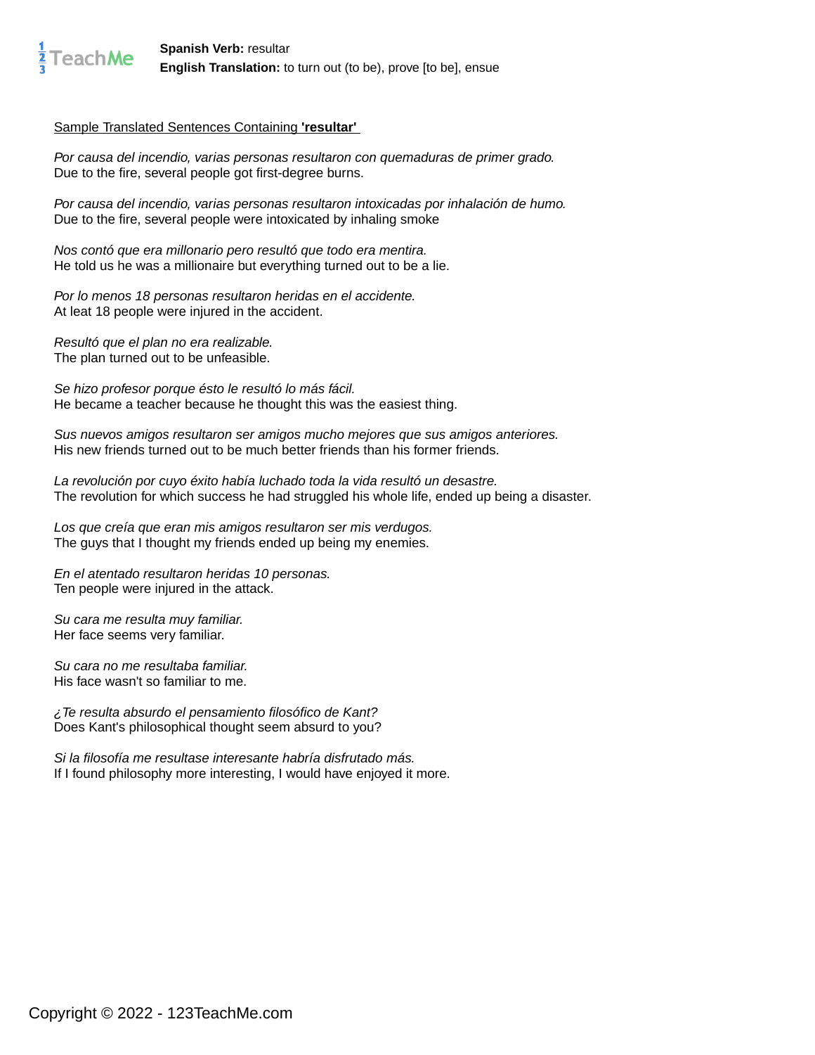**Spanish Verb:** resultar
**English Translation:** to turn out (to be), prove [to be], ensue

Sample Translated Sentences Containing **'resultar'**

*Por causa del incendio, varias personas resultaron con quemaduras de primer grado.*
Due to the fire, several people got first-degree burns.

*Por causa del incendio, varias personas resultaron intoxicadas por inhalación de humo.*
Due to the fire, several people were intoxicated by inhaling smoke

*Nos contó que era millonario pero resultó que todo era mentira.*
He told us he was a millionaire but everything turned out to be a lie.

*Por lo menos 18 personas resultaron heridas en el accidente.*
At leat 18 people were injured in the accident.

*Resultó que el plan no era realizable.*
The plan turned out to be unfeasible.

*Se hizo profesor porque ésto le resultó lo más fácil.*
He became a teacher because he thought this was the easiest thing.

*Sus nuevos amigos resultaron ser amigos mucho mejores que sus amigos anteriores.*
His new friends turned out to be much better friends than his former friends.

*La revolución por cuyo éxito había luchado toda la vida resultó un desastre.*
The revolution for which success he had struggled his whole life, ended up being a disaster.

*Los que creía que eran mis amigos resultaron ser mis verdugos.*
The guys that I thought my friends ended up being my enemies.

*En el atentado resultaron heridas 10 personas.*
Ten people were injured in the attack.

*Su cara me resulta muy familiar.*
Her face seems very familiar.

*Su cara no me resultaba familiar.*
His face wasn't so familiar to me.

*¿Te resulta absurdo el pensamiento filosófico de Kant?*
Does Kant's philosophical thought seem absurd to you?

*Si la filosofía me resultase interesante habría disfrutado más.*
If I found philosophy more interesting, I would have enjoyed it more.